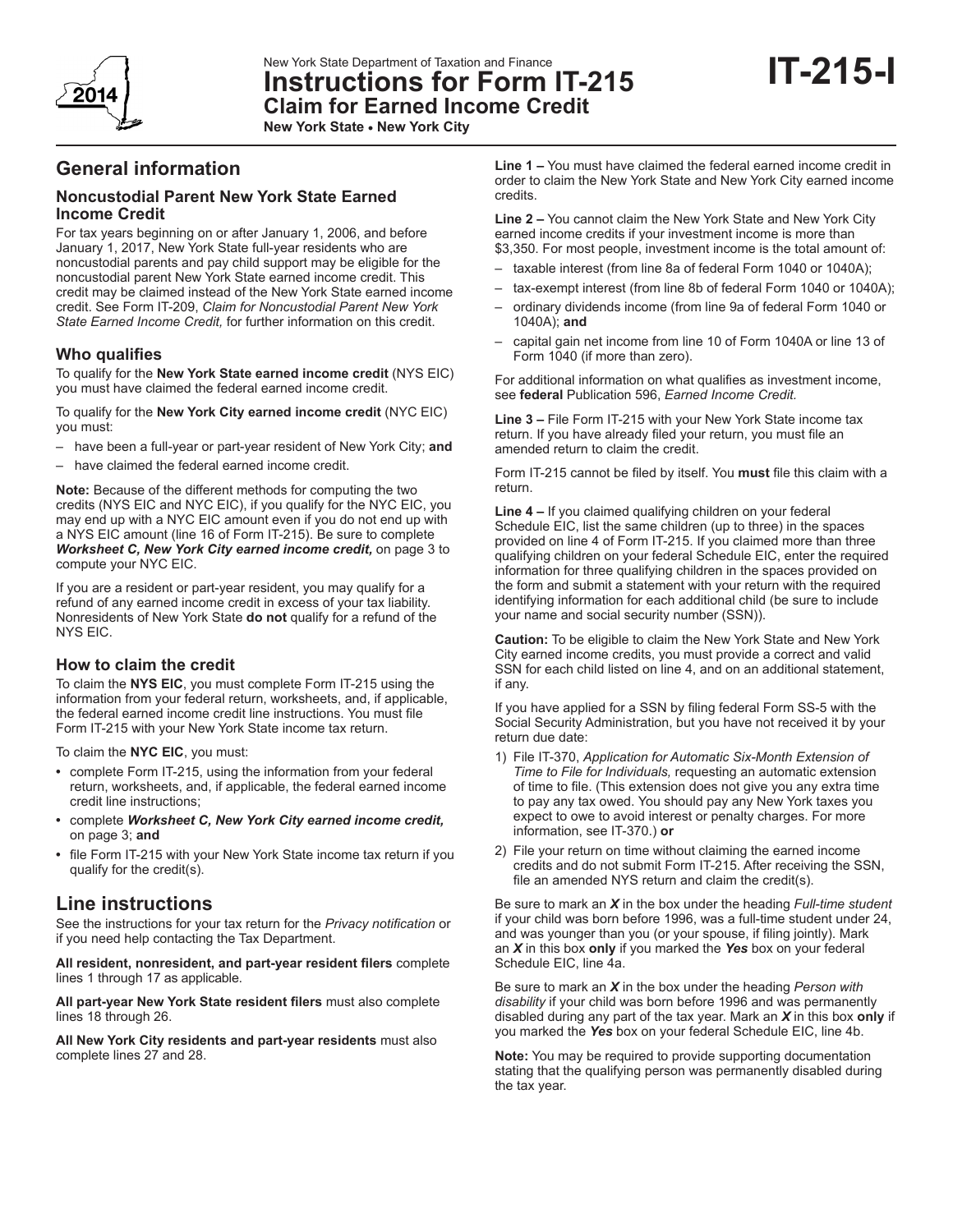New York State Department of Taxation and Finance

# Instructions for Form IT-215 Claim for Earned Income Credit

**New York State • New York City**

**IT-215-I**

## General information

### Noncustodial Parent New York State Earned Income Credit

For tax years beginning on or after January 1, 2006, and before January 1, 2017, New York State full-year residents who are noncustodial parents and pay child support may be eligible for the noncustodial parent New York State earned income credit. This credit may be claimed instead of the New York State earned income credit. See Form IT-209, *Claim for Noncustodial Parent New York State Earned Income Credit,* for further information on this credit.

### Who qualifies

To qualify for the **New York State earned income credit** (NYS EIC) you must have claimed the federal earned income credit.

To qualify for the **New York City earned income credit** (NYC EIC) you must:

– have been a full-year or part-year resident of New York City; **and**
– have claimed the federal earned income credit.

**Note:** Because of the different methods for computing the two credits (NYS EIC and NYC EIC), if you qualify for the NYC EIC, you may end up with a NYC EIC amount even if you do not end up with a NYS EIC amount (line 16 of Form IT-215). Be sure to complete ***Worksheet C, New York City earned income credit,*** on page 3 to compute your NYC EIC.

If you are a resident or part-year resident, you may qualify for a refund of any earned income credit in excess of your tax liability. Nonresidents of New York State **do not** qualify for a refund of the NYS EIC.

### How to claim the credit

To claim the **NYS EIC**, you must complete Form IT-215 using the information from your federal return, worksheets, and, if applicable, the federal earned income credit line instructions. You must file Form IT-215 with your New York State income tax return.

To claim the **NYC EIC**, you must:

- complete Form IT-215, using the information from your federal return, worksheets, and, if applicable, the federal earned income credit line instructions;
- complete ***Worksheet C, New York City earned income credit,*** on page 3; **and**
- file Form IT-215 with your New York State income tax return if you qualify for the credit(s).

## Line instructions

See the instructions for your tax return for the *Privacy notification* or if you need help contacting the Tax Department.

**All resident, nonresident, and part-year resident filers** complete lines 1 through 17 as applicable.

**All part-year New York State resident filers** must also complete lines 18 through 26.

**All New York City residents and part-year residents** must also complete lines 27 and 28.

**Line 1 –** You must have claimed the federal earned income credit in order to claim the New York State and New York City earned income credits.

**Line 2 –** You cannot claim the New York State and New York City earned income credits if your investment income is more than $3,350. For most people, investment income is the total amount of:

– taxable interest (from line 8a of federal Form 1040 or 1040A);
– tax-exempt interest (from line 8b of federal Form 1040 or 1040A);
– ordinary dividends income (from line 9a of federal Form 1040 or 1040A); **and**
– capital gain net income from line 10 of Form 1040A or line 13 of Form 1040 (if more than zero).

For additional information on what qualifies as investment income, see **federal** Publication 596, *Earned Income Credit.*

**Line 3 –** File Form IT-215 with your New York State income tax return. If you have already filed your return, you must file an amended return to claim the credit.

Form IT-215 cannot be filed by itself. You **must** file this claim with a return.

**Line 4 –** If you claimed qualifying children on your federal Schedule EIC, list the same children (up to three) in the spaces provided on line 4 of Form IT-215. If you claimed more than three qualifying children on your federal Schedule EIC, enter the required information for three qualifying children in the spaces provided on the form and submit a statement with your return with the required identifying information for each additional child (be sure to include your name and social security number (SSN)).

**Caution:** To be eligible to claim the New York State and New York City earned income credits, you must provide a correct and valid SSN for each child listed on line 4, and on an additional statement, if any.

If you have applied for a SSN by filing federal Form SS-5 with the Social Security Administration, but you have not received it by your return due date:

1) File IT-370, *Application for Automatic Six-Month Extension of Time to File for Individuals,* requesting an automatic extension of time to file. (This extension does not give you any extra time to pay any tax owed. You should pay any New York taxes you expect to owe to avoid interest or penalty charges. For more information, see IT-370.) **or**
2) File your return on time without claiming the earned income credits and do not submit Form IT-215. After receiving the SSN, file an amended NYS return and claim the credit(s).

Be sure to mark an ***X*** in the box under the heading *Full-time student* if your child was born before 1996, was a full-time student under 24, and was younger than you (or your spouse, if filing jointly). Mark an ***X*** in this box **only** if you marked the ***Yes*** box on your federal Schedule EIC, line 4a.

Be sure to mark an ***X*** in the box under the heading *Person with disability* if your child was born before 1996 and was permanently disabled during any part of the tax year. Mark an ***X*** in this box **only** if you marked the ***Yes*** box on your federal Schedule EIC, line 4b.

**Note:** You may be required to provide supporting documentation stating that the qualifying person was permanently disabled during the tax year.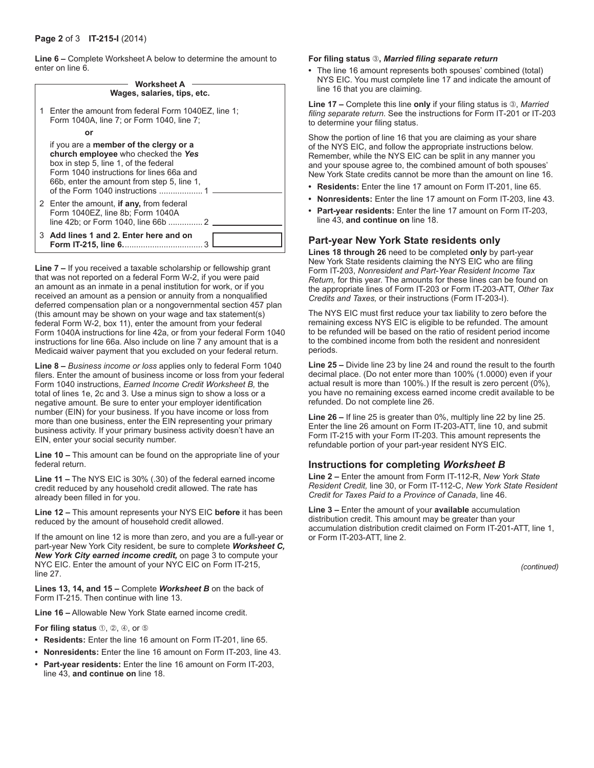**Line 6 –** Complete Worksheet A below to determine the amount to enter on line 6.

**Worksheet A**
**Wages, salaries, tips, etc.**

1 Enter the amount from federal Form 1040EZ, line 1; Form 1040A, line 7; or Form 1040, line 7;

**or**

if you are a **member of the clergy or a church employee** who checked the ***Yes*** box in step 5, line 1, of the federal Form 1040 instructions for lines 66a and 66b, enter the amount from step 5, line 1, of the Form 1040 instructions .................. 1 ______

2 Enter the amount, **if any,** from federal Form 1040EZ, line 8b; Form 1040A line 42b; or Form 1040, line 66b .............. 2 ______

3 **Add lines 1 and 2. Enter here and on Form IT-215, line 6.**................................. 3 ______

**Line 7 –** If you received a taxable scholarship or fellowship grant that was not reported on a federal Form W-2, if you were paid an amount as an inmate in a penal institution for work, or if you received an amount as a pension or annuity from a nonqualified deferred compensation plan or a nongovernmental section 457 plan (this amount may be shown on your wage and tax statement(s) federal Form W-2, box 11), enter the amount from your federal Form 1040A instructions for line 42a, or from your federal Form 1040 instructions for line 66a. Also include on line 7 any amount that is a Medicaid waiver payment that you excluded on your federal return.

**Line 8 –** *Business income or loss* applies only to federal Form 1040 filers. Enter the amount of business income or loss from your federal Form 1040 instructions, *Earned Income Credit Worksheet B,* the total of lines 1e, 2c and 3. Use a minus sign to show a loss or a negative amount. Be sure to enter your employer identification number (EIN) for your business. If you have income or loss from more than one business, enter the EIN representing your primary business activity. If your primary business activity doesn't have an EIN, enter your social security number.

**Line 10 –** This amount can be found on the appropriate line of your federal return.

**Line 11 –** The NYS EIC is 30% (.30) of the federal earned income credit reduced by any household credit allowed. The rate has already been filled in for you.

**Line 12 –** This amount represents your NYS EIC **before** it has been reduced by the amount of household credit allowed.

If the amount on line 12 is more than zero, and you are a full-year or part-year New York City resident, be sure to complete ***Worksheet C, New York City earned income credit,*** on page 3 to compute your NYC EIC. Enter the amount of your NYC EIC on Form IT-215, line 27.

**Lines 13, 14, and 15 –** Complete ***Worksheet B*** on the back of Form IT-215. Then continue with line 13.

**Line 16 –** Allowable New York State earned income credit.

**For filing status** ①, ②, ④, or ⑤

- **Residents:** Enter the line 16 amount on Form IT-201, line 65.
- **Nonresidents:** Enter the line 16 amount on Form IT-203, line 43.
- **Part-year residents:** Enter the line 16 amount on Form IT-203, line 43, **and continue on** line 18.

**For filing status** ③**,** ***Married filing separate return***

- The line 16 amount represents both spouses' combined (total) NYS EIC. You must complete line 17 and indicate the amount of line 16 that you are claiming.

**Line 17 –** Complete this line **only** if your filing status is ③, *Married filing separate return.* See the instructions for Form IT-201 or IT-203 to determine your filing status.

Show the portion of line 16 that you are claiming as your share of the NYS EIC, and follow the appropriate instructions below. Remember, while the NYS EIC can be split in any manner you and your spouse agree to, the combined amount of both spouses' New York State credits cannot be more than the amount on line 16.

- **Residents:** Enter the line 17 amount on Form IT-201, line 65.
- **Nonresidents:** Enter the line 17 amount on Form IT-203, line 43.
- **Part-year residents:** Enter the line 17 amount on Form IT-203, line 43, **and continue on** line 18.

## Part-year New York State residents only

**Lines 18 through 26** need to be completed **only** by part-year New York State residents claiming the NYS EIC who are filing Form IT-203, *Nonresident and Part-Year Resident Income Tax Return,* for this year. The amounts for these lines can be found on the appropriate lines of Form IT-203 or Form IT-203-ATT, *Other Tax Credits and Taxes,* or their instructions (Form IT-203-I).

The NYS EIC must first reduce your tax liability to zero before the remaining excess NYS EIC is eligible to be refunded. The amount to be refunded will be based on the ratio of resident period income to the combined income from both the resident and nonresident periods.

**Line 25 –** Divide line 23 by line 24 and round the result to the fourth decimal place. (Do not enter more than 100% (1.0000) even if your actual result is more than 100%.) If the result is zero percent (0%), you have no remaining excess earned income credit available to be refunded. Do not complete line 26.

**Line 26 –** If line 25 is greater than 0%, multiply line 22 by line 25. Enter the line 26 amount on Form IT-203-ATT, line 10, and submit Form IT-215 with your Form IT-203. This amount represents the refundable portion of your part-year resident NYS EIC.

## Instructions for completing *Worksheet B*

**Line 2 –** Enter the amount from Form IT-112-R, *New York State Resident Credit,* line 30, or Form IT-112-C, *New York State Resident Credit for Taxes Paid to a Province of Canada*, line 46.

**Line 3 –** Enter the amount of your **available** accumulation distribution credit. This amount may be greater than your accumulation distribution credit claimed on Form IT-201-ATT, line 1, or Form IT-203-ATT, line 2.

*(continued)*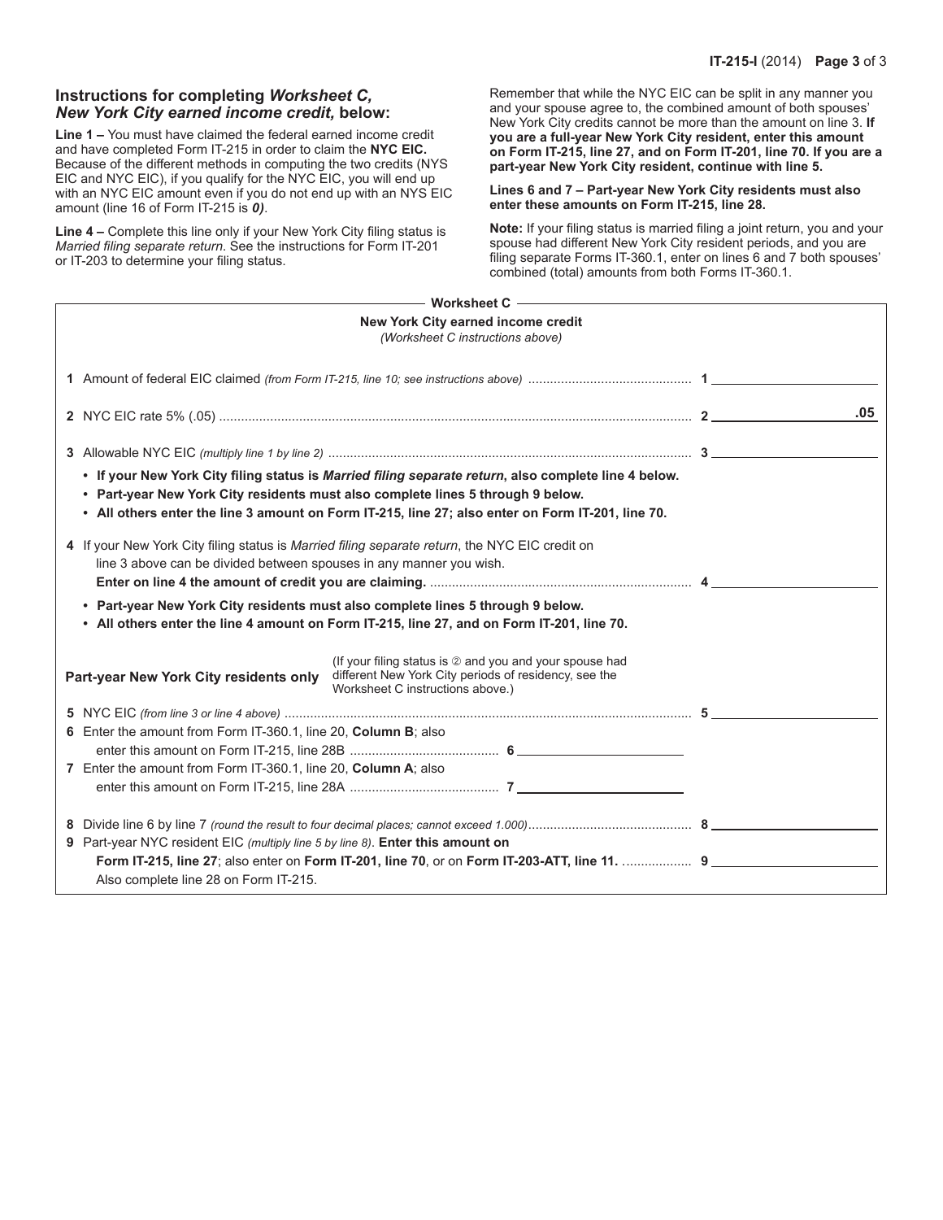## Instructions for completing *Worksheet C, New York City earned income credit,* below:

**Line 1 –** You must have claimed the federal earned income credit and have completed Form IT-215 in order to claim the **NYC EIC.** Because of the different methods in computing the two credits (NYS EIC and NYC EIC), if you qualify for the NYC EIC, you will end up with an NYC EIC amount even if you do not end up with an NYS EIC amount (line 16 of Form IT-215 is ***0)***.

**Line 4 –** Complete this line only if your New York City filing status is *Married filing separate return*. See the instructions for Form IT-201 or IT-203 to determine your filing status.

Remember that while the NYC EIC can be split in any manner you and your spouse agree to, the combined amount of both spouses' New York City credits cannot be more than the amount on line 3. **If you are a full-year New York City resident, enter this amount on Form IT-215, line 27, and on Form IT-201, line 70. If you are a part-year New York City resident, continue with line 5.**

**Lines 6 and 7 – Part-year New York City residents must also enter these amounts on Form IT-215, line 28.**

**Note:** If your filing status is married filing a joint return, you and your spouse had different New York City resident periods, and you are filing separate Forms IT-360.1, enter on lines 6 and 7 both spouses' combined (total) amounts from both Forms IT-360.1.

## Worksheet C

### New York City earned income credit

*(Worksheet C instructions above)*

**1** Amount of federal EIC claimed *(from Form IT-215, line 10; see instructions above)* .......... **1** ________

**2** NYC EIC rate 5% (.05) .......... **2** ________ **.05**

**3** Allowable NYC EIC *(multiply line 1 by line 2)* .......... **3** ________

- **If your New York City filing status is *Married filing separate return*, also complete line 4 below.**
- **Part-year New York City residents must also complete lines 5 through 9 below.**
- **All others enter the line 3 amount on Form IT-215, line 27; also enter on Form IT-201, line 70.**

**4** If your New York City filing status is *Married filing separate return*, the NYC EIC credit on line 3 above can be divided between spouses in any manner you wish. **Enter on line 4 the amount of credit you are claiming.** .......... **4** ________

- **Part-year New York City residents must also complete lines 5 through 9 below.**
- **All others enter the line 4 amount on Form IT-215, line 27, and on Form IT-201, line 70.**

**Part-year New York City residents only** (If your filing status is ② and you and your spouse had different New York City periods of residency, see the Worksheet C instructions above.)

**5** NYC EIC *(from line 3 or line 4 above)* .......... **5** ________

**6** Enter the amount from Form IT-360.1, line 20, **Column B**; also enter this amount on Form IT-215, line 28B .......... **6** ________

**7** Enter the amount from Form IT-360.1, line 20, **Column A**; also enter this amount on Form IT-215, line 28A .......... **7** ________

**8** Divide line 6 by line 7 *(round the result to four decimal places; cannot exceed 1.000)* .......... **8** ________

**9** Part-year NYC resident EIC *(multiply line 5 by line 8)*. **Enter this amount on Form IT-215, line 27**; also enter on **Form IT-201, line 70**, or on **Form IT-203-ATT, line 11.** .......... **9** ________

Also complete line 28 on Form IT-215.